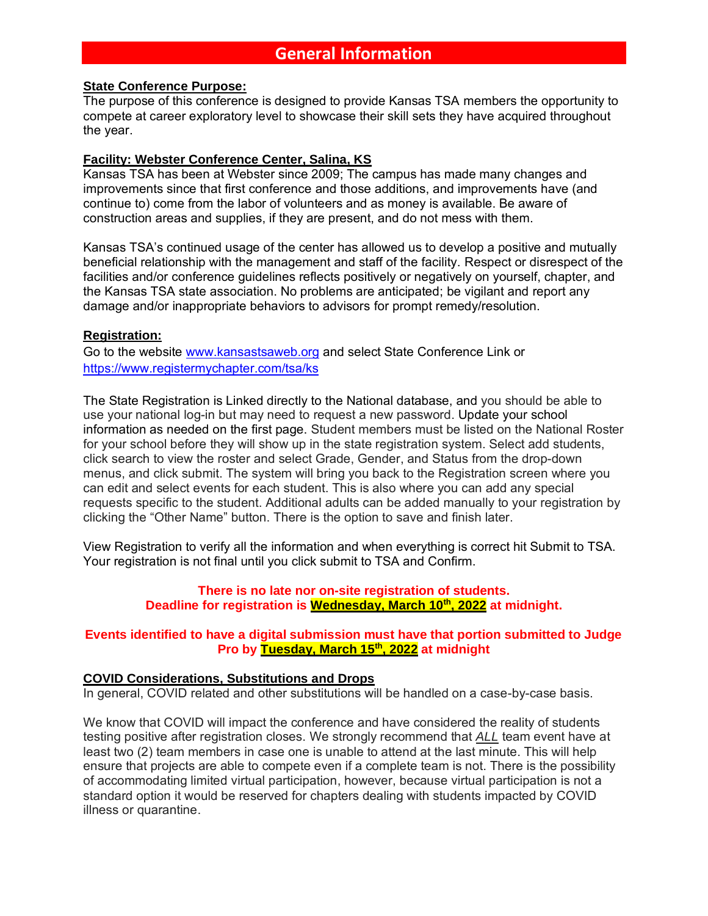# General Information

**State Conference Purpose:**

The purpose of this conference is designed to provide Kansas TSA members the opportunity to compete at career exploratory level to showcase their skill sets they have acquired throughout the year.

**Facility: Webster Conference Center, Salina, KS**

Kansas TSA has been at Webster since 2009; The campus has made many changes and improvements since that first conference and those additions, and improvements have (and continue to) come from the labor of volunteers and as money is available. Be aware of construction areas and supplies, if they are present, and do not mess with them.

Kansas TSA's continued usage of the center has allowed us to develop a positive and mutually beneficial relationship with the management and staff of the facility. Respect or disrespect of the facilities and/or conference guidelines reflects positively or negatively on yourself, chapter, and the Kansas TSA state association. No problems are anticipated; be vigilant and report any damage and/or inappropriate behaviors to advisors for prompt remedy/resolution.

**Registration:**

Go to the website [www.kansastsaweb.org](http://www.kansastsaweb.org) and select State Conference Link or [https://www.registermychapter.com/tsa/ks](https://www.registermychapter.com/tsa/ks)

The State Registration is Linked directly to the National database, and you should be able to use your national log-in but may need to request a new password. Update your school information as needed on the first page. Student members must be listed on the National Roster for your school before they will show up in the state registration system. Select add students, click search to view the roster and select Grade, Gender, and Status from the drop-down menus, and click submit. The system will bring you back to the Registration screen where you can edit and select events for each student. This is also where you can add any special requests specific to the student. Additional adults can be added manually to your registration by clicking the "Other Name" button. There is the option to save and finish later.

View Registration to verify all the information and when everything is correct hit Submit to TSA. Your registration is not final until you click submit to TSA and Confirm.

**There is no late nor on-site registration of students.**
**Deadline for registration is Wednesday, March 10th, 2022 at midnight.**

**Events identified to have a digital submission must have that portion submitted to Judge Pro by Tuesday, March 15th, 2022 at midnight**

**COVID Considerations, Substitutions and Drops**

In general, COVID related and other substitutions will be handled on a case-by-case basis.

We know that COVID will impact the conference and have considered the reality of students testing positive after registration closes. We strongly recommend that ***ALL*** team event have at least two (2) team members in case one is unable to attend at the last minute. This will help ensure that projects are able to compete even if a complete team is not. There is the possibility of accommodating limited virtual participation, however, because virtual participation is not a standard option it would be reserved for chapters dealing with students impacted by COVID illness or quarantine.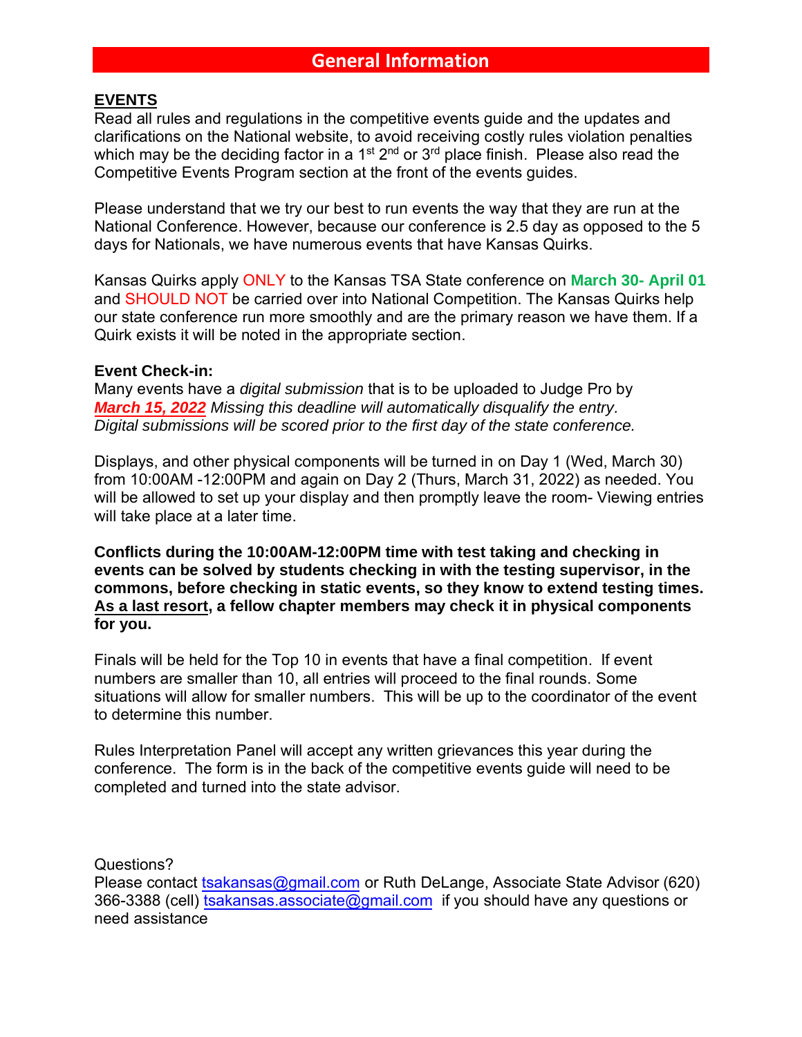# General Information

**EVENTS**

Read all rules and regulations in the competitive events guide and the updates and clarifications on the National website, to avoid receiving costly rules violation penalties which may be the deciding factor in a 1st 2nd or 3rd place finish. Please also read the Competitive Events Program section at the front of the events guides.

Please understand that we try our best to run events the way that they are run at the National Conference. However, because our conference is 2.5 day as opposed to the 5 days for Nationals, we have numerous events that have Kansas Quirks.

Kansas Quirks apply ONLY to the Kansas TSA State conference on **March 30- April 01** and SHOULD NOT be carried over into National Competition. The Kansas Quirks help our state conference run more smoothly and are the primary reason we have them. If a Quirk exists it will be noted in the appropriate section.

**Event Check-in:**

Many events have a *digital submission* that is to be uploaded to Judge Pro by ***March 15, 2022*** *Missing this deadline will automatically disqualify the entry. Digital submissions will be scored prior to the first day of the state conference.*

Displays, and other physical components will be turned in on Day 1 (Wed, March 30) from 10:00AM -12:00PM and again on Day 2 (Thurs, March 31, 2022) as needed. You will be allowed to set up your display and then promptly leave the room- Viewing entries will take place at a later time.

**Conflicts during the 10:00AM-12:00PM time with test taking and checking in events can be solved by students checking in with the testing supervisor, in the commons, before checking in static events, so they know to extend testing times. As a last resort, a fellow chapter members may check it in physical components for you.**

Finals will be held for the Top 10 in events that have a final competition. If event numbers are smaller than 10, all entries will proceed to the final rounds. Some situations will allow for smaller numbers. This will be up to the coordinator of the event to determine this number.

Rules Interpretation Panel will accept any written grievances this year during the conference. The form is in the back of the competitive events guide will need to be completed and turned into the state advisor.

Questions?
Please contact tsakansas@gmail.com or Ruth DeLange, Associate State Advisor (620) 366-3388 (cell) tsakansas.associate@gmail.com if you should have any questions or need assistance